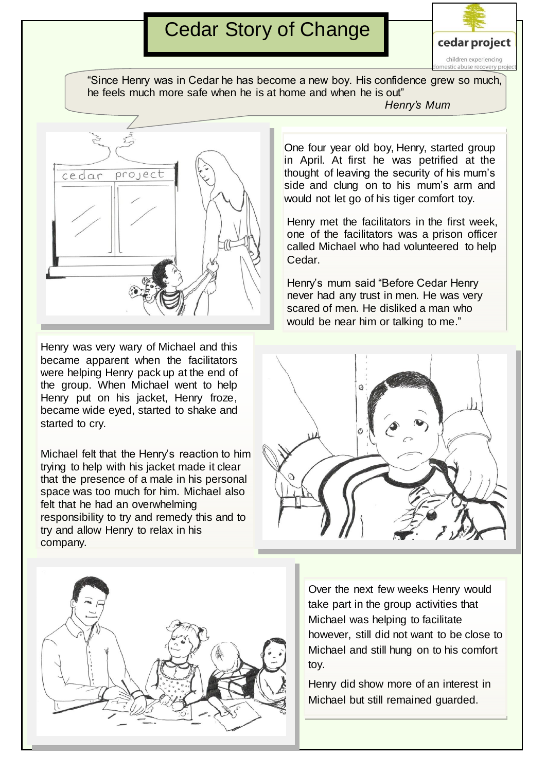# Cedar Story of Change

> "Since Henry was in Cedar he has become a new boy. His confidence grew so much, he feels much more safe when he is at home and when he is out"
>
> *Henry's Mum*

One four year old boy, Henry, started group in April. At first he was petrified at the thought of leaving the security of his mum's side and clung on to his mum's arm and would not let go of his tiger comfort toy.

Henry met the facilitators in the first week, one of the facilitators was a prison officer called Michael who had volunteered to help Cedar.

Henry's mum said "Before Cedar Henry never had any trust in men. He was very scared of men. He disliked a man who would be near him or talking to me."

Henry was very wary of Michael and this became apparent when the facilitators were helping Henry pack up at the end of the group. When Michael went to help Henry put on his jacket, Henry froze, became wide eyed, started to shake and started to cry.

Michael felt that the Henry's reaction to him trying to help with his jacket made it clear that the presence of a male in his personal space was too much for him. Michael also felt that he had an overwhelming responsibility to try and remedy this and to try and allow Henry to relax in his company.

Over the next few weeks Henry would take part in the group activities that Michael was helping to facilitate however, still did not want to be close to Michael and still hung on to his comfort toy.

Henry did show more of an interest in Michael but still remained guarded.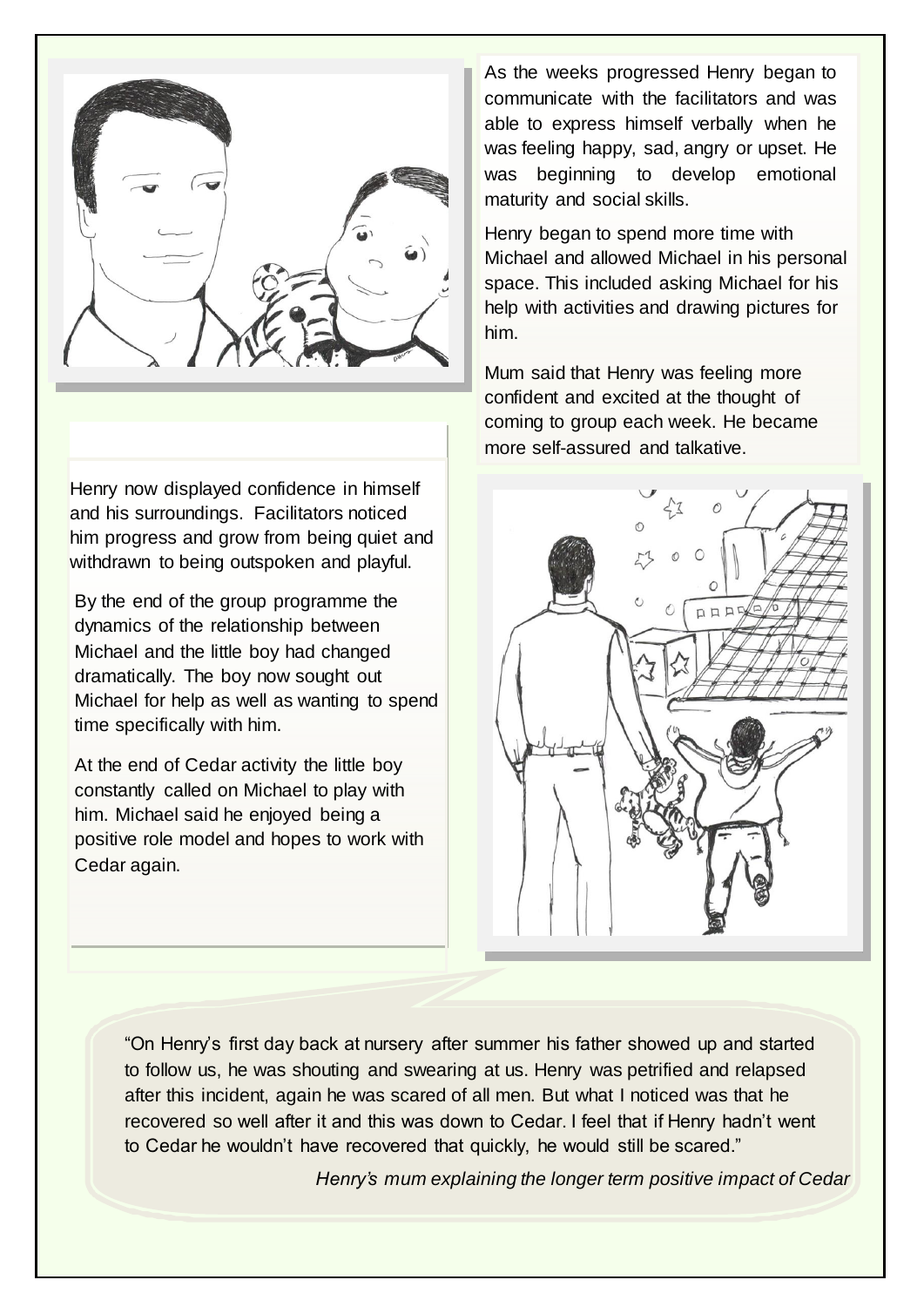As the weeks progressed Henry began to communicate with the facilitators and was able to express himself verbally when he was feeling happy, sad, angry or upset. He was beginning to develop emotional maturity and social skills.

Henry began to spend more time with Michael and allowed Michael in his personal space. This included asking Michael for his help with activities and drawing pictures for him.

Mum said that Henry was feeling more confident and excited at the thought of coming to group each week. He became more self-assured and talkative.

Henry now displayed confidence in himself and his surroundings. Facilitators noticed him progress and grow from being quiet and withdrawn to being outspoken and playful.

By the end of the group programme the dynamics of the relationship between Michael and the little boy had changed dramatically. The boy now sought out Michael for help as well as wanting to spend time specifically with him.

At the end of Cedar activity the little boy constantly called on Michael to play with him. Michael said he enjoyed being a positive role model and hopes to work with Cedar again.

"On Henry's first day back at nursery after summer his father showed up and started to follow us, he was shouting and swearing at us. Henry was petrified and relapsed after this incident, again he was scared of all men. But what I noticed was that he recovered so well after it and this was down to Cedar. I feel that if Henry hadn't went to Cedar he wouldn't have recovered that quickly, he would still be scared."

*Henry's mum explaining the longer term positive impact of Cedar*